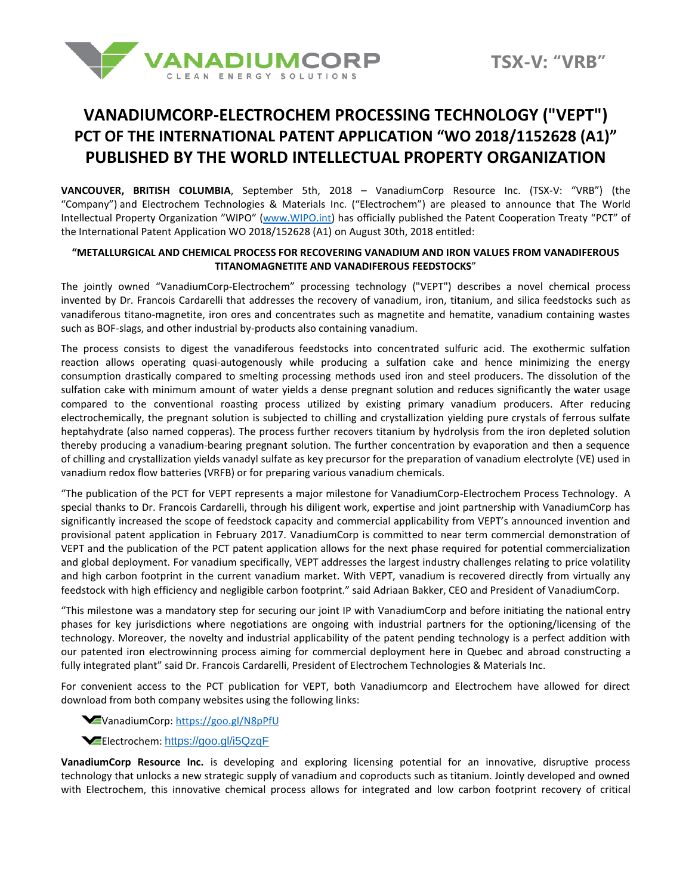VANADIUMCORP
CLEAN ENERGY SOLUTIONS

TSX-V: "VRB"

# VANADIUMCORP-ELECTROCHEM PROCESSING TECHNOLOGY ("VEPT") PCT OF THE INTERNATIONAL PATENT APPLICATION "WO 2018/1152628 (A1)" PUBLISHED BY THE WORLD INTELLECTUAL PROPERTY ORGANIZATION

**VANCOUVER, BRITISH COLUMBIA**, September 5th, 2018 – VanadiumCorp Resource Inc. (TSX-V: "VRB") (the "Company") and Electrochem Technologies & Materials Inc. ("Electrochem") are pleased to announce that The World Intellectual Property Organization "WIPO" (www.WIPO.int) has officially published the Patent Cooperation Treaty "PCT" of the International Patent Application WO 2018/152628 (A1) on August 30th, 2018 entitled:

**"METALLURGICAL AND CHEMICAL PROCESS FOR RECOVERING VANADIUM AND IRON VALUES FROM VANADIFEROUS TITANOMAGNETITE AND VANADIFEROUS FEEDSTOCKS"**

The jointly owned "VanadiumCorp-Electrochem" processing technology ("VEPT") describes a novel chemical process invented by Dr. Francois Cardarelli that addresses the recovery of vanadium, iron, titanium, and silica feedstocks such as vanadiferous titano-magnetite, iron ores and concentrates such as magnetite and hematite, vanadium containing wastes such as BOF-slags, and other industrial by-products also containing vanadium.

The process consists to digest the vanadiferous feedstocks into concentrated sulfuric acid. The exothermic sulfation reaction allows operating quasi-autogenously while producing a sulfation cake and hence minimizing the energy consumption drastically compared to smelting processing methods used iron and steel producers. The dissolution of the sulfation cake with minimum amount of water yields a dense pregnant solution and reduces significantly the water usage compared to the conventional roasting process utilized by existing primary vanadium producers. After reducing electrochemically, the pregnant solution is subjected to chilling and crystallization yielding pure crystals of ferrous sulfate heptahydrate (also named copperas). The process further recovers titanium by hydrolysis from the iron depleted solution thereby producing a vanadium-bearing pregnant solution. The further concentration by evaporation and then a sequence of chilling and crystallization yields vanadyl sulfate as key precursor for the preparation of vanadium electrolyte (VE) used in vanadium redox flow batteries (VRFB) or for preparing various vanadium chemicals.

"The publication of the PCT for VEPT represents a major milestone for VanadiumCorp-Electrochem Process Technology. A special thanks to Dr. Francois Cardarelli, through his diligent work, expertise and joint partnership with VanadiumCorp has significantly increased the scope of feedstock capacity and commercial applicability from VEPT's announced invention and provisional patent application in February 2017. VanadiumCorp is committed to near term commercial demonstration of VEPT and the publication of the PCT patent application allows for the next phase required for potential commercialization and global deployment. For vanadium specifically, VEPT addresses the largest industry challenges relating to price volatility and high carbon footprint in the current vanadium market. With VEPT, vanadium is recovered directly from virtually any feedstock with high efficiency and negligible carbon footprint." said Adriaan Bakker, CEO and President of VanadiumCorp.

"This milestone was a mandatory step for securing our joint IP with VanadiumCorp and before initiating the national entry phases for key jurisdictions where negotiations are ongoing with industrial partners for the optioning/licensing of the technology. Moreover, the novelty and industrial applicability of the patent pending technology is a perfect addition with our patented iron electrowinning process aiming for commercial deployment here in Quebec and abroad constructing a fully integrated plant" said Dr. Francois Cardarelli, President of Electrochem Technologies & Materials Inc.

For convenient access to the PCT publication for VEPT, both Vanadiumcorp and Electrochem have allowed for direct download from both company websites using the following links:

- VanadiumCorp: https://goo.gl/N8pPfU
- Electrochem: https://goo.gl/i5QzqF

**VanadiumCorp Resource Inc.** is developing and exploring licensing potential for an innovative, disruptive process technology that unlocks a new strategic supply of vanadium and coproducts such as titanium. Jointly developed and owned with Electrochem, this innovative chemical process allows for integrated and low carbon footprint recovery of critical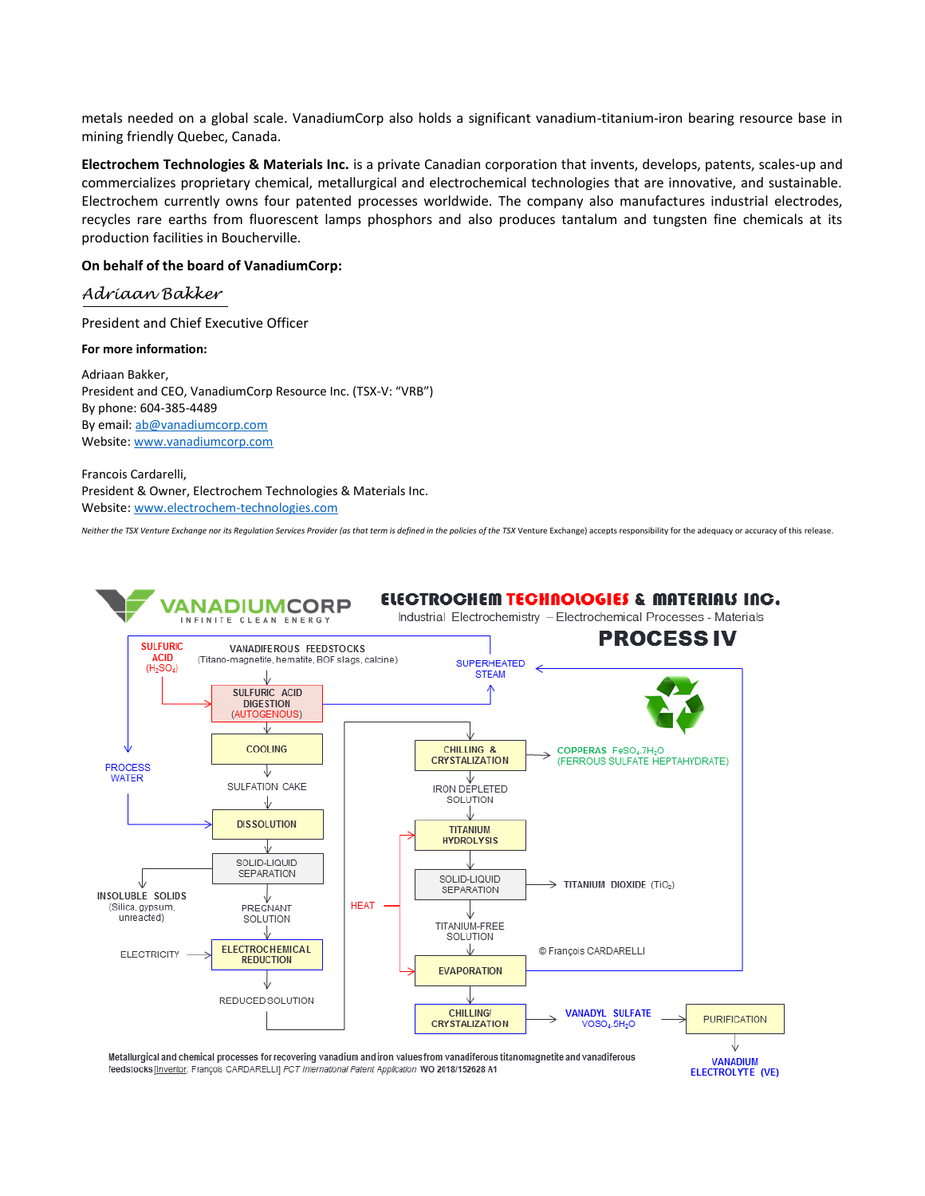metals needed on a global scale. VanadiumCorp also holds a significant vanadium-titanium-iron bearing resource base in mining friendly Quebec, Canada.

**Electrochem Technologies & Materials Inc.** is a private Canadian corporation that invents, develops, patents, scales-up and commercializes proprietary chemical, metallurgical and electrochemical technologies that are innovative, and sustainable. Electrochem currently owns four patented processes worldwide. The company also manufactures industrial electrodes, recycles rare earths from fluorescent lamps phosphors and also produces tantalum and tungsten fine chemicals at its production facilities in Boucherville.

**On behalf of the board of VanadiumCorp:**

*Adriaan Bakker*

President and Chief Executive Officer

**For more information:**

Adriaan Bakker,
President and CEO, VanadiumCorp Resource Inc. (TSX-V: "VRB")
By phone: 604-385-4489
By email: ab@vanadiumcorp.com
Website: www.vanadiumcorp.com

Francois Cardarelli,
President & Owner, Electrochem Technologies & Materials Inc.
Website: www.electrochem-technologies.com

*Neither the TSX Venture Exchange nor its Regulation Services Provider (as that term is defined in the policies of the TSX* Venture Exchange) accepts responsibility for the adequacy or accuracy of this release.

VANADIUMCORP
INFINITE CLEAN ENERGY

ELECTROCHEM TECHNOLOGIES & MATERIALS INC.
Industrial Electrochemistry – Electrochemical Processes - Materials

PROCESS IV

SULFURIC ACID ($H_2SO_4$)
VANADIFEROUS FEEDSTOCKS
(Titano-magnetite, hematite, BOF slags, calcine)
SUPERHEATED STEAM
SULFURIC ACID DIGESTION (AUTOGENOUS)
COOLING
PROCESS WATER
SULFATION CAKE
DISSOLUTION
SOLID-LIQUID SEPARATION
INSOLUBLE SOLIDS
(Silica, gypsum, unreacted)
PREGNANT SOLUTION
ELECTRICITY
ELECTROCHEMICAL REDUCTION
REDUCED SOLUTION
CHILLING & CRYSTALLIZATION
COPPERAS $FeSO_4.7H_2O$
(FERROUS SULFATE HEPTAHYDRATE)
IRON DEPLETED SOLUTION
TITANIUM HYDROLYSIS
HEAT
SOLID-LIQUID SEPARATION
TITANIUM DIOXIDE ($TiO_2$)
TITANIUM-FREE SOLUTION
© François CARDARELLI
EVAPORATION
CHILLING/ CRYSTALLIZATION
VANADYL SULFATE
$VOSO_4.5H_2O$
PURIFICATION
VANADIUM ELECTROLYTE (VE)

Metallurgical and chemical processes for recovering vanadium and iron values from vanadiferous titanomagnetite and vanadiferous feedstocks [Inventor. François CARDARELLI] *PCT International Patent Application* WO 2018/152628 A1